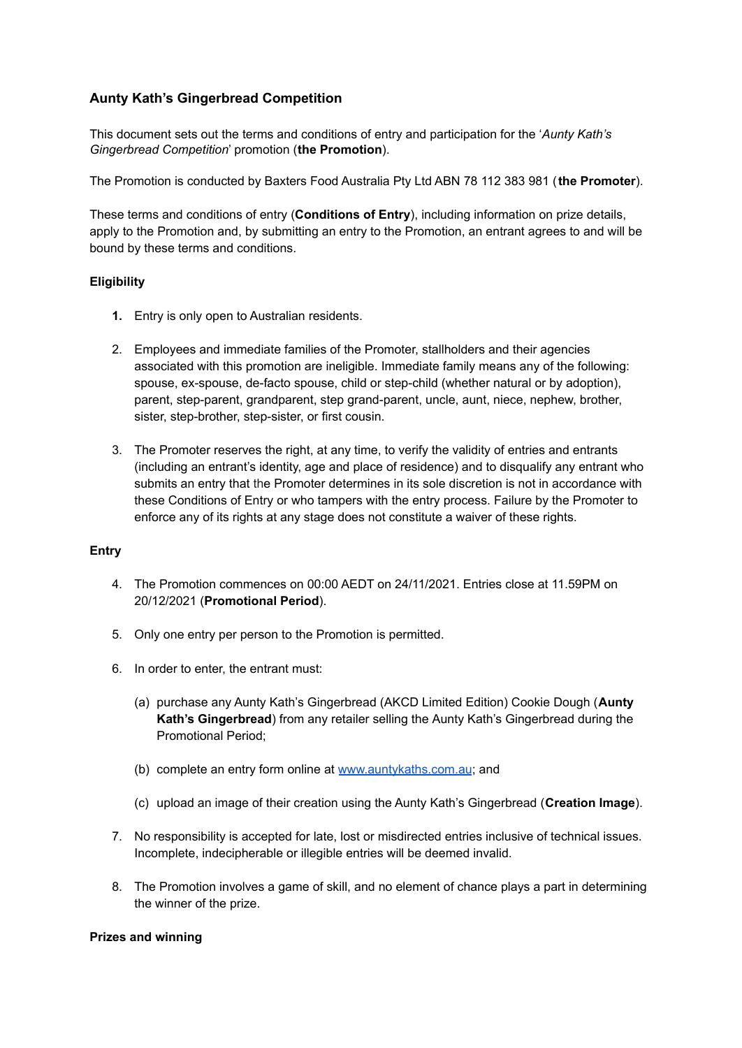## Aunty Kath's Gingerbread Competition

This document sets out the terms and conditions of entry and participation for the '*Aunty Kath's Gingerbread Competition*' promotion (**the Promotion**).

The Promotion is conducted by Baxters Food Australia Pty Ltd ABN 78 112 383 981 (**the Promoter**).

These terms and conditions of entry (**Conditions of Entry**), including information on prize details, apply to the Promotion and, by submitting an entry to the Promotion, an entrant agrees to and will be bound by these terms and conditions.

### Eligibility

1. Entry is only open to Australian residents.
2. Employees and immediate families of the Promoter, stallholders and their agencies associated with this promotion are ineligible. Immediate family means any of the following: spouse, ex-spouse, de-facto spouse, child or step-child (whether natural or by adoption), parent, step-parent, grandparent, step grand-parent, uncle, aunt, niece, nephew, brother, sister, step-brother, step-sister, or first cousin.
3. The Promoter reserves the right, at any time, to verify the validity of entries and entrants (including an entrant's identity, age and place of residence) and to disqualify any entrant who submits an entry that the Promoter determines in its sole discretion is not in accordance with these Conditions of Entry or who tampers with the entry process. Failure by the Promoter to enforce any of its rights at any stage does not constitute a waiver of these rights.

### Entry

4. The Promotion commences on 00:00 AEDT on 24/11/2021. Entries close at 11.59PM on 20/12/2021 (**Promotional Period**).
5. Only one entry per person to the Promotion is permitted.
6. In order to enter, the entrant must:

   (a) purchase any Aunty Kath's Gingerbread (AKCD Limited Edition) Cookie Dough (**Aunty Kath's Gingerbread**) from any retailer selling the Aunty Kath's Gingerbread during the Promotional Period;

   (b) complete an entry form online at [www.auntykaths.com.au](http://www.auntykaths.com.au); and

   (c) upload an image of their creation using the Aunty Kath's Gingerbread (**Creation Image**).

7. No responsibility is accepted for late, lost or misdirected entries inclusive of technical issues. Incomplete, indecipherable or illegible entries will be deemed invalid.
8. The Promotion involves a game of skill, and no element of chance plays a part in determining the winner of the prize.

### Prizes and winning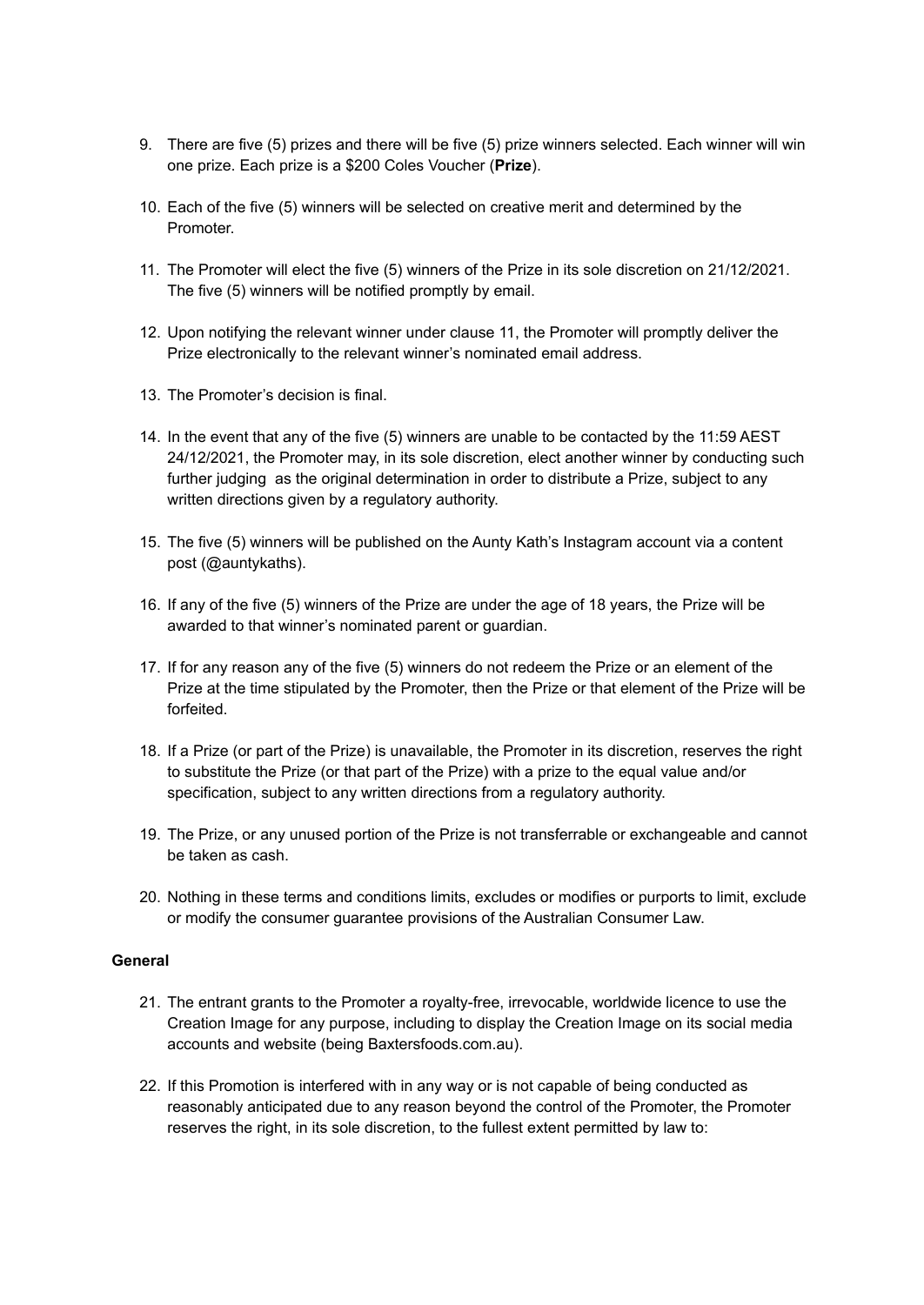9. There are five (5) prizes and there will be five (5) prize winners selected. Each winner will win one prize. Each prize is a $200 Coles Voucher (**Prize**).

10. Each of the five (5) winners will be selected on creative merit and determined by the Promoter.

11. The Promoter will elect the five (5) winners of the Prize in its sole discretion on 21/12/2021. The five (5) winners will be notified promptly by email.

12. Upon notifying the relevant winner under clause 11, the Promoter will promptly deliver the Prize electronically to the relevant winner's nominated email address.

13. The Promoter's decision is final.

14. In the event that any of the five (5) winners are unable to be contacted by the 11:59 AEST 24/12/2021, the Promoter may, in its sole discretion, elect another winner by conducting such further judging as the original determination in order to distribute a Prize, subject to any written directions given by a regulatory authority.

15. The five (5) winners will be published on the Aunty Kath's Instagram account via a content post (@auntykaths).

16. If any of the five (5) winners of the Prize are under the age of 18 years, the Prize will be awarded to that winner's nominated parent or guardian.

17. If for any reason any of the five (5) winners do not redeem the Prize or an element of the Prize at the time stipulated by the Promoter, then the Prize or that element of the Prize will be forfeited.

18. If a Prize (or part of the Prize) is unavailable, the Promoter in its discretion, reserves the right to substitute the Prize (or that part of the Prize) with a prize to the equal value and/or specification, subject to any written directions from a regulatory authority.

19. The Prize, or any unused portion of the Prize is not transferrable or exchangeable and cannot be taken as cash.

20. Nothing in these terms and conditions limits, excludes or modifies or purports to limit, exclude or modify the consumer guarantee provisions of the Australian Consumer Law.

**General**

21. The entrant grants to the Promoter a royalty-free, irrevocable, worldwide licence to use the Creation Image for any purpose, including to display the Creation Image on its social media accounts and website (being Baxtersfoods.com.au).

22. If this Promotion is interfered with in any way or is not capable of being conducted as reasonably anticipated due to any reason beyond the control of the Promoter, the Promoter reserves the right, in its sole discretion, to the fullest extent permitted by law to: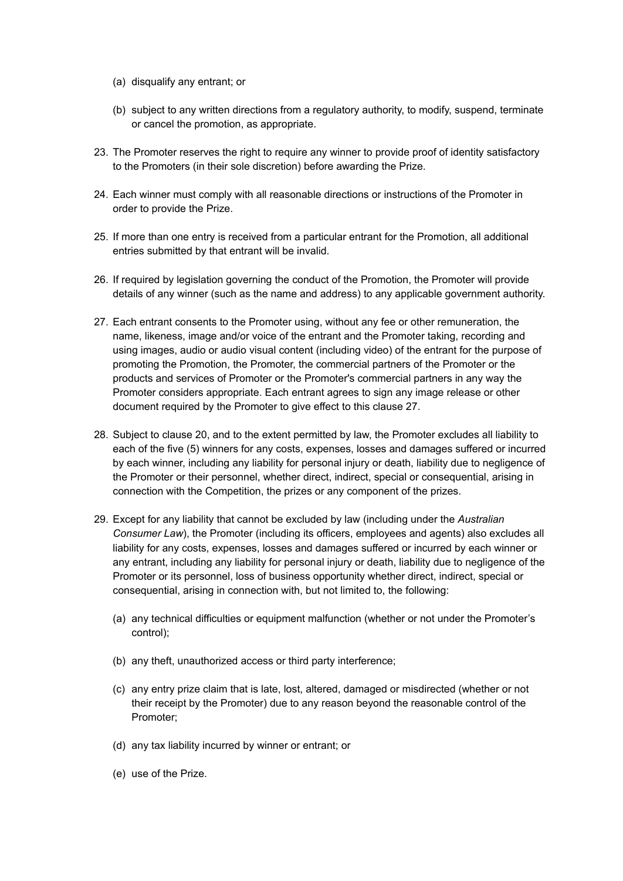(a) disqualify any entrant; or

(b) subject to any written directions from a regulatory authority, to modify, suspend, terminate or cancel the promotion, as appropriate.

23. The Promoter reserves the right to require any winner to provide proof of identity satisfactory to the Promoters (in their sole discretion) before awarding the Prize.

24. Each winner must comply with all reasonable directions or instructions of the Promoter in order to provide the Prize.

25. If more than one entry is received from a particular entrant for the Promotion, all additional entries submitted by that entrant will be invalid.

26. If required by legislation governing the conduct of the Promotion, the Promoter will provide details of any winner (such as the name and address) to any applicable government authority.

27. Each entrant consents to the Promoter using, without any fee or other remuneration, the name, likeness, image and/or voice of the entrant and the Promoter taking, recording and using images, audio or audio visual content (including video) of the entrant for the purpose of promoting the Promotion, the Promoter, the commercial partners of the Promoter or the products and services of Promoter or the Promoter's commercial partners in any way the Promoter considers appropriate. Each entrant agrees to sign any image release or other document required by the Promoter to give effect to this clause 27.

28. Subject to clause 20, and to the extent permitted by law, the Promoter excludes all liability to each of the five (5) winners for any costs, expenses, losses and damages suffered or incurred by each winner, including any liability for personal injury or death, liability due to negligence of the Promoter or their personnel, whether direct, indirect, special or consequential, arising in connection with the Competition, the prizes or any component of the prizes.

29. Except for any liability that cannot be excluded by law (including under the *Australian Consumer Law*), the Promoter (including its officers, employees and agents) also excludes all liability for any costs, expenses, losses and damages suffered or incurred by each winner or any entrant, including any liability for personal injury or death, liability due to negligence of the Promoter or its personnel, loss of business opportunity whether direct, indirect, special or consequential, arising in connection with, but not limited to, the following:

    (a) any technical difficulties or equipment malfunction (whether or not under the Promoter's control);

    (b) any theft, unauthorized access or third party interference;

    (c) any entry prize claim that is late, lost, altered, damaged or misdirected (whether or not their receipt by the Promoter) due to any reason beyond the reasonable control of the Promoter;

    (d) any tax liability incurred by winner or entrant; or

    (e) use of the Prize.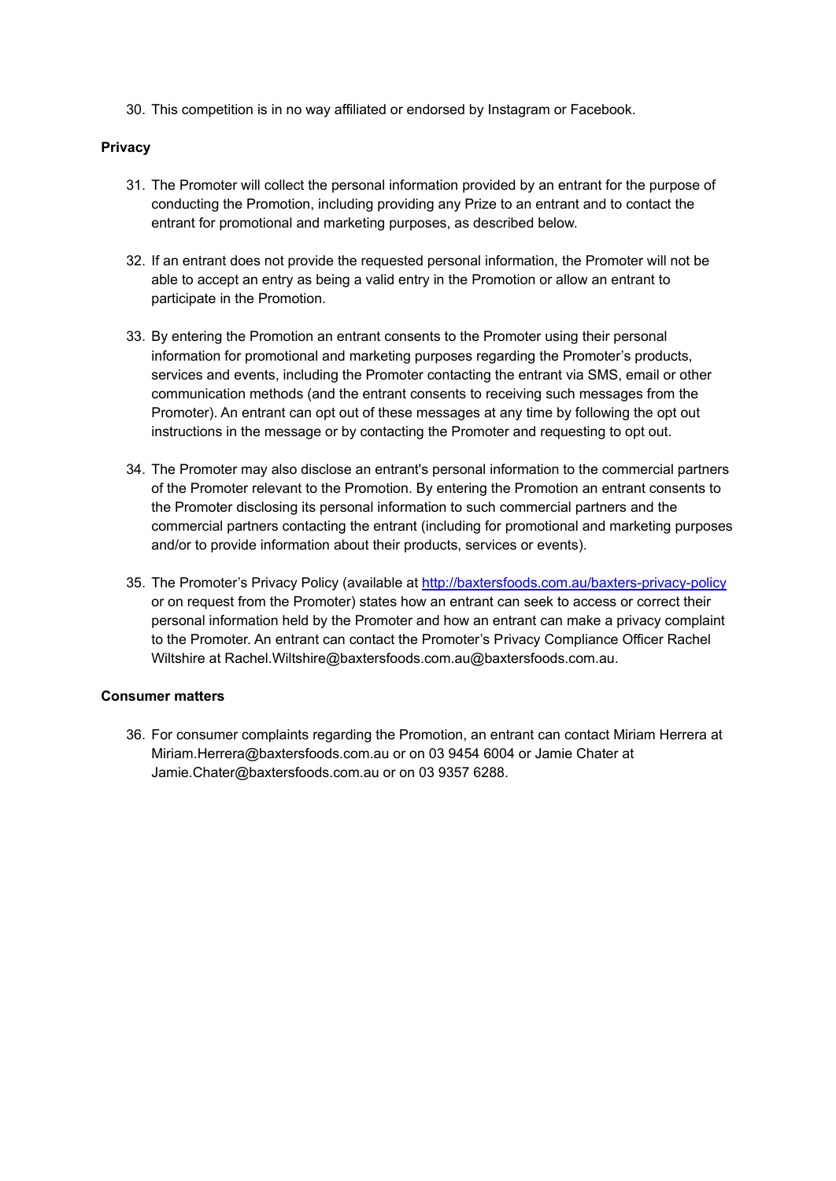30. This competition is in no way affiliated or endorsed by Instagram or Facebook.

**Privacy**

31. The Promoter will collect the personal information provided by an entrant for the purpose of conducting the Promotion, including providing any Prize to an entrant and to contact the entrant for promotional and marketing purposes, as described below.

32. If an entrant does not provide the requested personal information, the Promoter will not be able to accept an entry as being a valid entry in the Promotion or allow an entrant to participate in the Promotion.

33. By entering the Promotion an entrant consents to the Promoter using their personal information for promotional and marketing purposes regarding the Promoter's products, services and events, including the Promoter contacting the entrant via SMS, email or other communication methods (and the entrant consents to receiving such messages from the Promoter). An entrant can opt out of these messages at any time by following the opt out instructions in the message or by contacting the Promoter and requesting to opt out.

34. The Promoter may also disclose an entrant's personal information to the commercial partners of the Promoter relevant to the Promotion. By entering the Promotion an entrant consents to the Promoter disclosing its personal information to such commercial partners and the commercial partners contacting the entrant (including for promotional and marketing purposes and/or to provide information about their products, services or events).

35. The Promoter's Privacy Policy (available at [http://baxtersfoods.com.au/baxters-privacy-policy](http://baxtersfoods.com.au/baxters-privacy-policy) or on request from the Promoter) states how an entrant can seek to access or correct their personal information held by the Promoter and how an entrant can make a privacy complaint to the Promoter. An entrant can contact the Promoter's Privacy Compliance Officer Rachel Wiltshire at Rachel.Wiltshire@baxtersfoods.com.au@baxtersfoods.com.au.

**Consumer matters**

36. For consumer complaints regarding the Promotion, an entrant can contact Miriam Herrera at Miriam.Herrera@baxtersfoods.com.au or on 03 9454 6004 or Jamie Chater at Jamie.Chater@baxtersfoods.com.au or on 03 9357 6288.